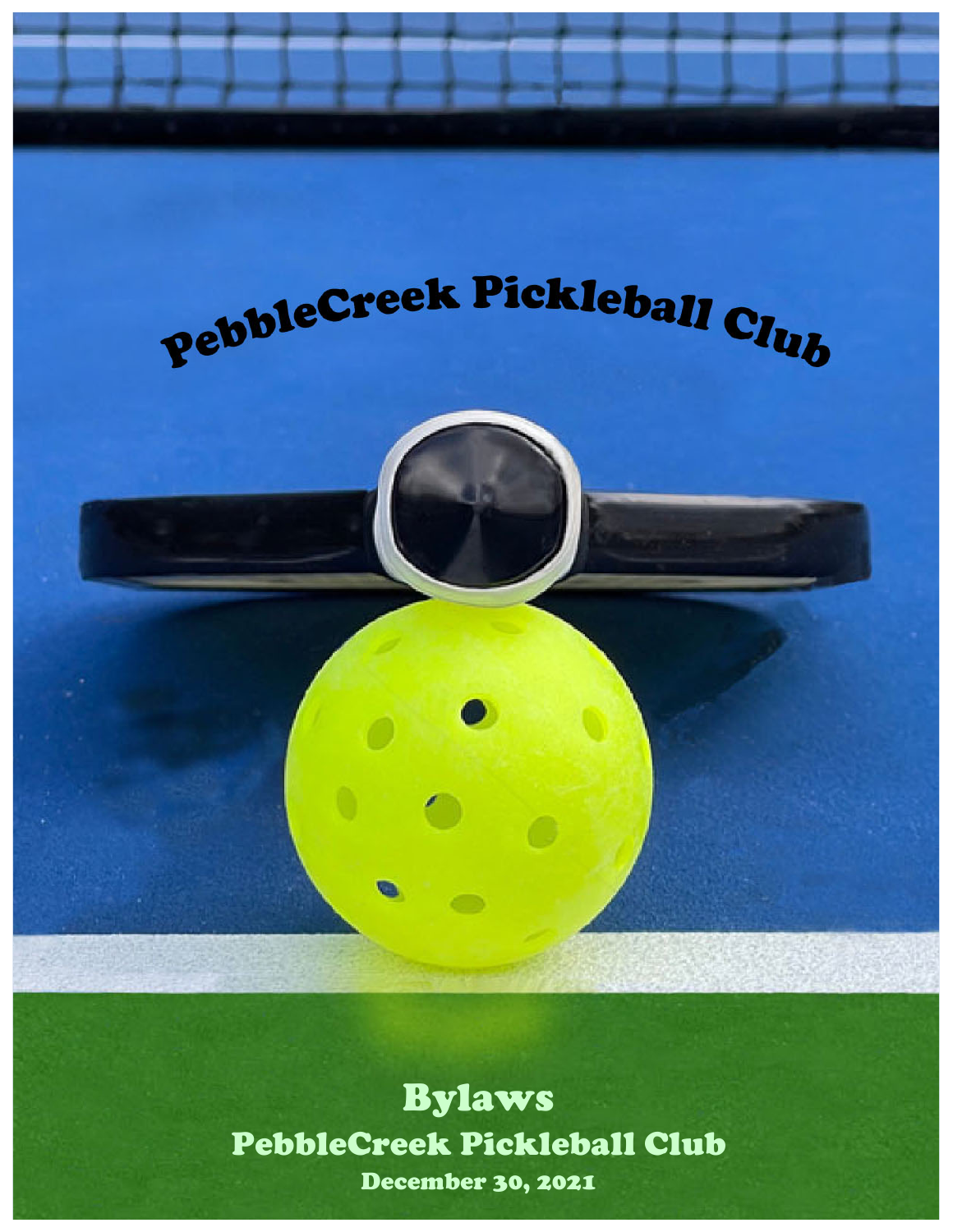# PebbleCreek Pickleball Club

# Bylaws

## PebbleCreek Pickleball Club

**December 30, 2021**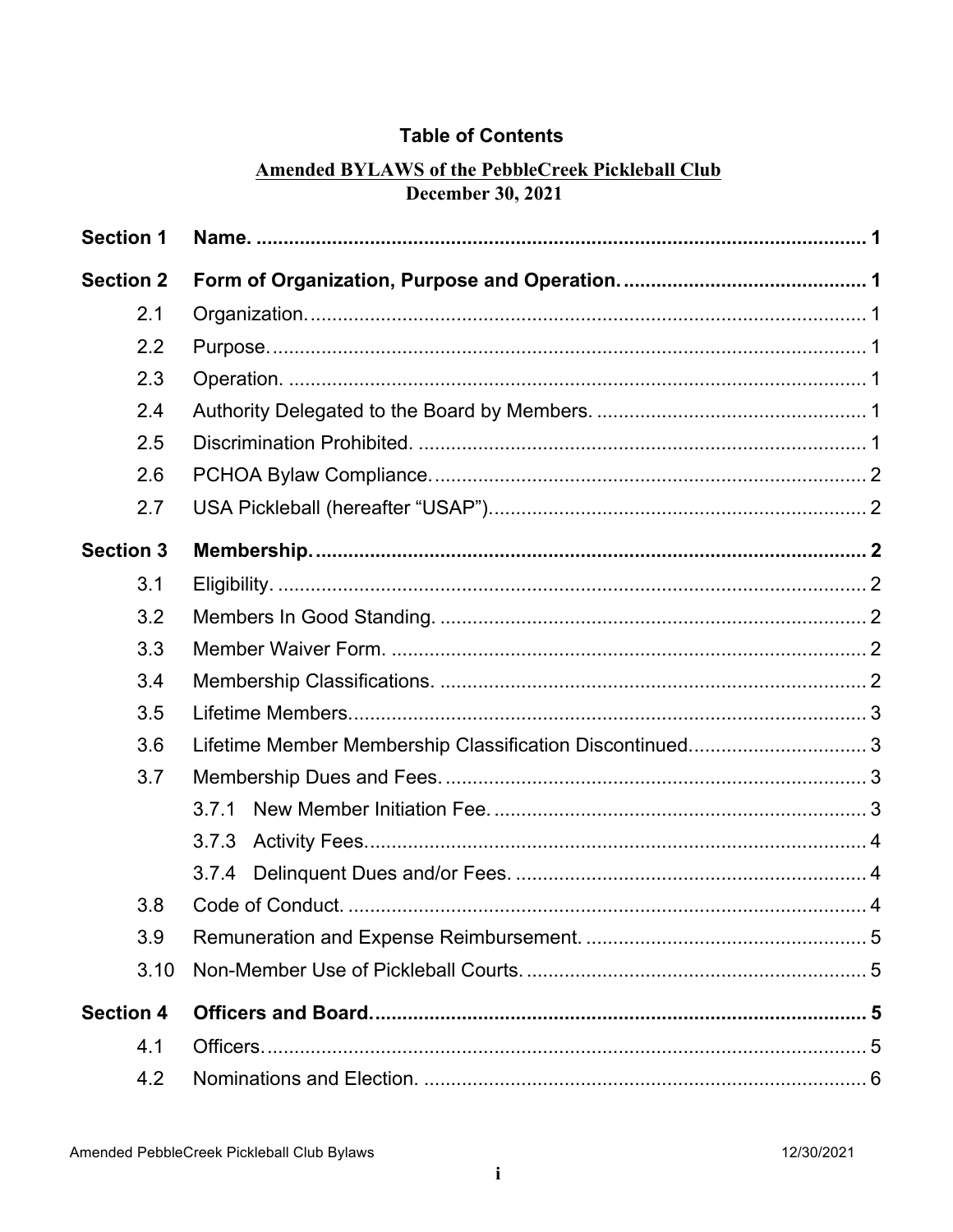## Table of Contents

**Amended BYLAWS of the PebbleCreek Pickleball Club**
**December 30, 2021**

| | | |
|---|---|---|
| **Section 1** | **Name.** | **1** |
| **Section 2** | **Form of Organization, Purpose and Operation.** | **1** |
| 2.1 | Organization. | 1 |
| 2.2 | Purpose. | 1 |
| 2.3 | Operation. | 1 |
| 2.4 | Authority Delegated to the Board by Members. | 1 |
| 2.5 | Discrimination Prohibited. | 1 |
| 2.6 | PCHOA Bylaw Compliance. | 2 |
| 2.7 | USA Pickleball (hereafter "USAP") | 2 |
| **Section 3** | **Membership.** | **2** |
| 3.1 | Eligibility. | 2 |
| 3.2 | Members In Good Standing. | 2 |
| 3.3 | Member Waiver Form. | 2 |
| 3.4 | Membership Classifications. | 2 |
| 3.5 | Lifetime Members. | 3 |
| 3.6 | Lifetime Member Membership Classification Discontinued. | 3 |
| 3.7 | Membership Dues and Fees. | 3 |
| | 3.7.1 New Member Initiation Fee. | 3 |
| | 3.7.3 Activity Fees. | 4 |
| | 3.7.4 Delinquent Dues and/or Fees. | 4 |
| 3.8 | Code of Conduct. | 4 |
| 3.9 | Remuneration and Expense Reimbursement. | 5 |
| 3.10 | Non-Member Use of Pickleball Courts. | 5 |
| **Section 4** | **Officers and Board.** | **5** |
| 4.1 | Officers. | 5 |
| 4.2 | Nominations and Election. | 6 |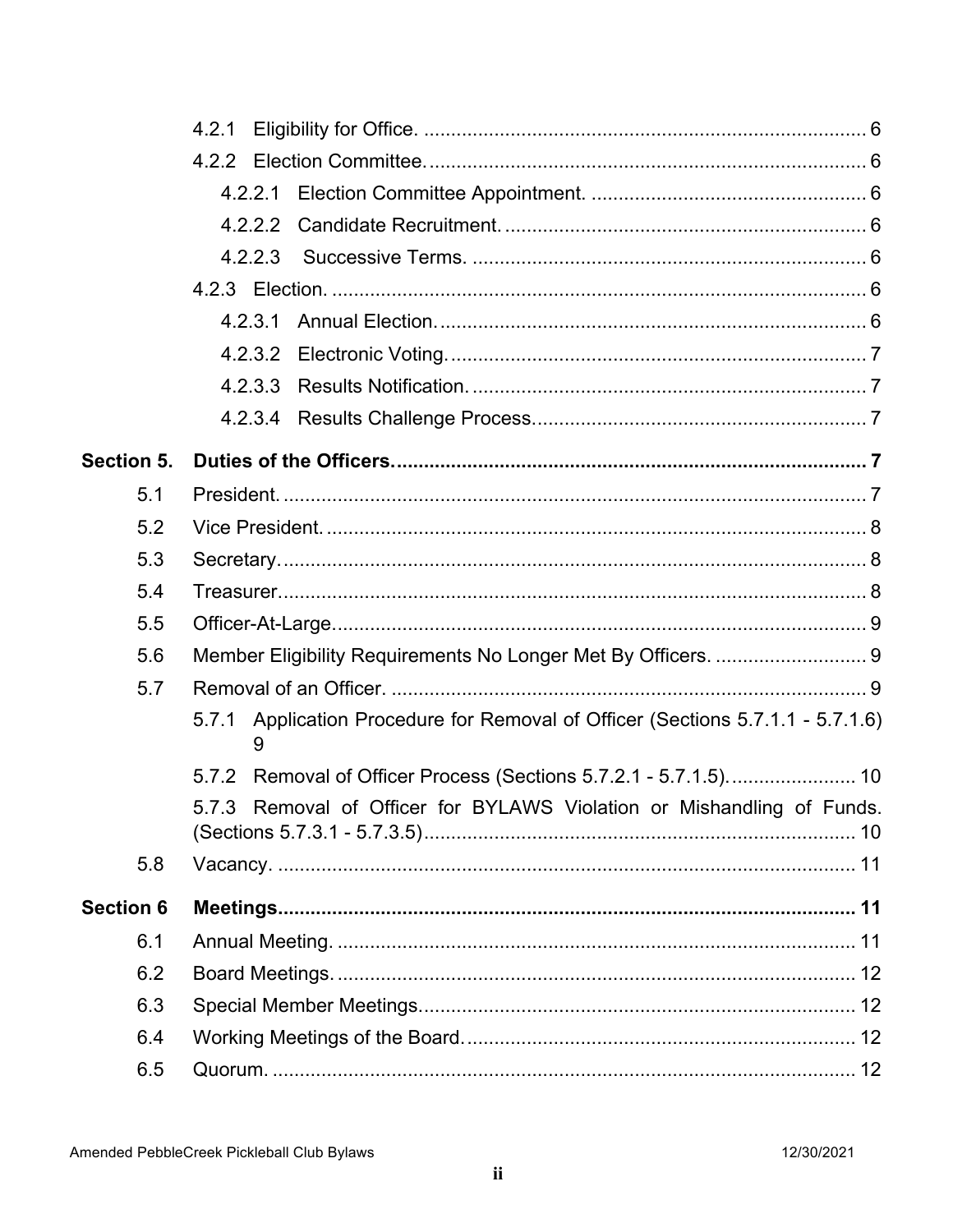- 4.2.1 Eligibility for Office. ..... 6
- 4.2.2 Election Committee. ..... 6
  - 4.2.2.1 Election Committee Appointment. ..... 6
  - 4.2.2.2 Candidate Recruitment. ..... 6
  - 4.2.2.3 Successive Terms. ..... 6
- 4.2.3 Election. ..... 6
  - 4.2.3.1 Annual Election. ..... 6
  - 4.2.3.2 Electronic Voting. ..... 7
  - 4.2.3.3 Results Notification. ..... 7
  - 4.2.3.4 Results Challenge Process. ..... 7

**Section 5. Duties of the Officers. ..... 7**

- 5.1 President. ..... 7
- 5.2 Vice President. ..... 8
- 5.3 Secretary. ..... 8
- 5.4 Treasurer. ..... 8
- 5.5 Officer-At-Large. ..... 9
- 5.6 Member Eligibility Requirements No Longer Met By Officers. ..... 9
- 5.7 Removal of an Officer. ..... 9
  - 5.7.1 Application Procedure for Removal of Officer (Sections 5.7.1.1 - 5.7.1.6) 9
  - 5.7.2 Removal of Officer Process (Sections 5.7.2.1 - 5.7.1.5). ..... 10
  - 5.7.3 Removal of Officer for BYLAWS Violation or Mishandling of Funds. (Sections 5.7.3.1 - 5.7.3.5) ..... 10
- 5.8 Vacancy. ..... 11

**Section 6 Meetings. ..... 11**

- 6.1 Annual Meeting. ..... 11
- 6.2 Board Meetings. ..... 12
- 6.3 Special Member Meetings. ..... 12
- 6.4 Working Meetings of the Board. ..... 12
- 6.5 Quorum. ..... 12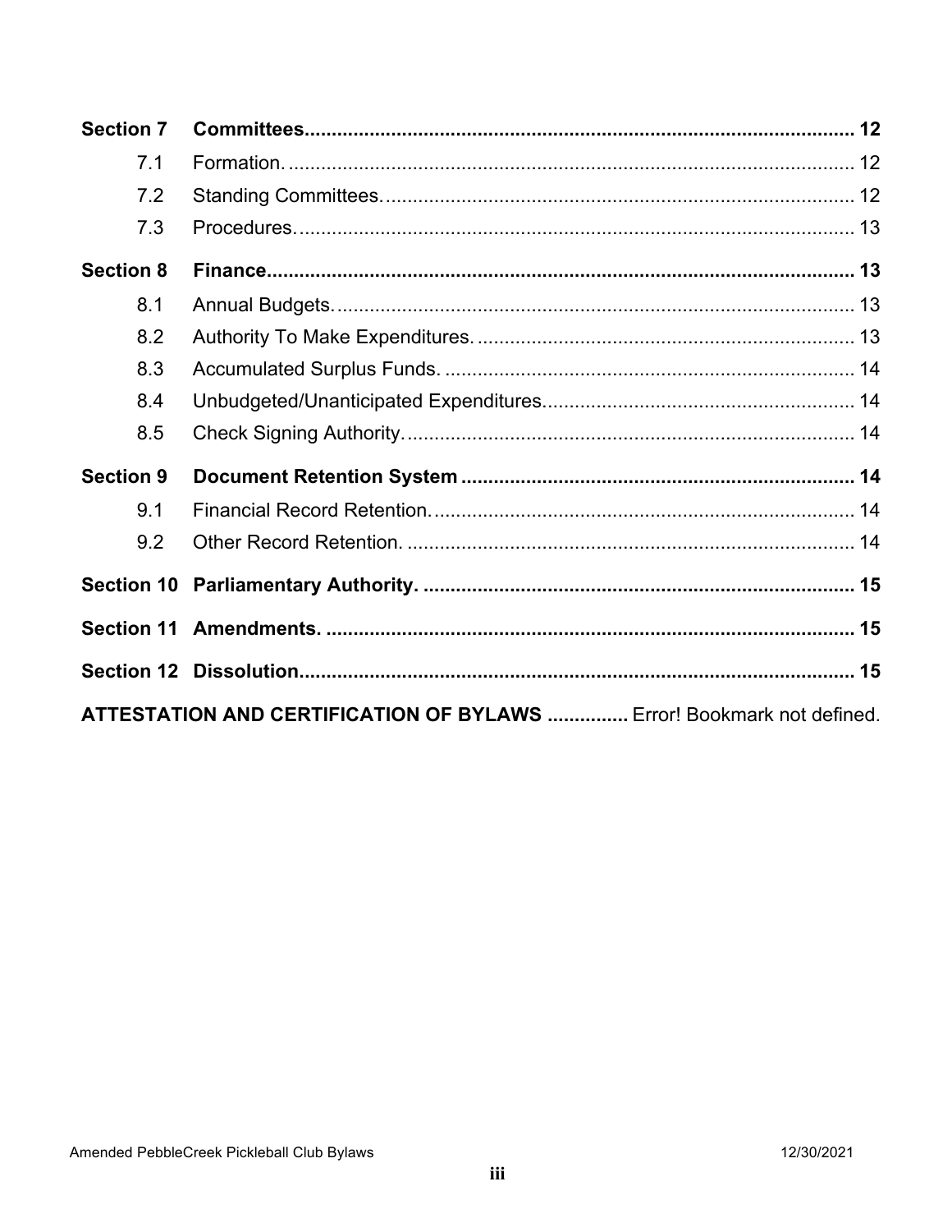| | | |
|---|---|---|
| **Section 7** | **Committees** | **12** |
| 7.1 | Formation. | 12 |
| 7.2 | Standing Committees. | 12 |
| 7.3 | Procedures. | 13 |
| **Section 8** | **Finance** | **13** |
| 8.1 | Annual Budgets. | 13 |
| 8.2 | Authority To Make Expenditures. | 13 |
| 8.3 | Accumulated Surplus Funds. | 14 |
| 8.4 | Unbudgeted/Unanticipated Expenditures. | 14 |
| 8.5 | Check Signing Authority. | 14 |
| **Section 9** | **Document Retention System** | **14** |
| 9.1 | Financial Record Retention. | 14 |
| 9.2 | Other Record Retention. | 14 |
| **Section 10** | **Parliamentary Authority.** | **15** |
| **Section 11** | **Amendments.** | **15** |
| **Section 12** | **Dissolution** | **15** |

**ATTESTATION AND CERTIFICATION OF BYLAWS** ............... Error! Bookmark not defined.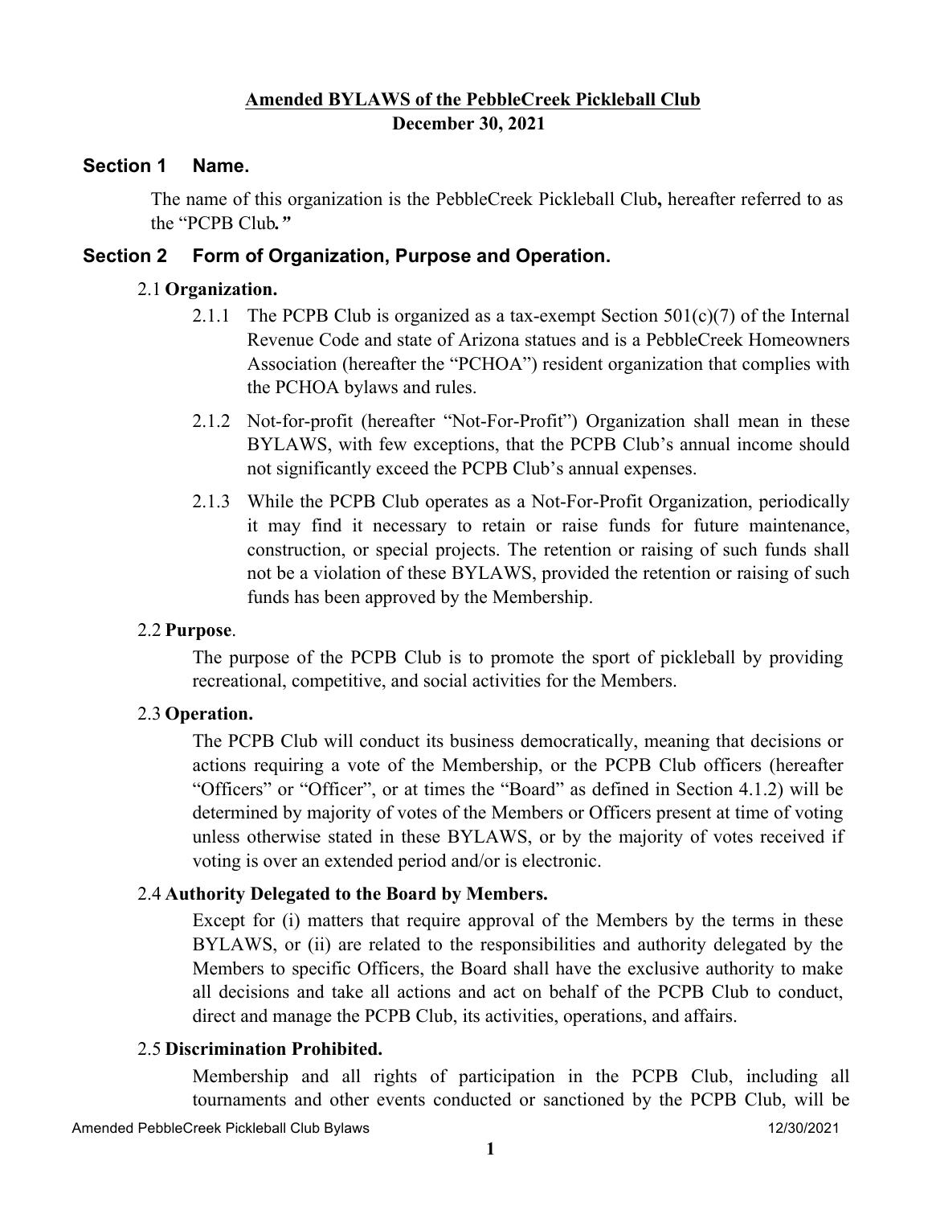**Amended BYLAWS of the PebbleCreek Pickleball Club**
**December 30, 2021**

## Section 1 Name.

The name of this organization is the PebbleCreek Pickleball Club**,** hereafter referred to as the "PCPB Club*.*"

## Section 2 Form of Organization, Purpose and Operation.

### 2.1 Organization.

2.1.1 The PCPB Club is organized as a tax-exempt Section 501(c)(7) of the Internal Revenue Code and state of Arizona statues and is a PebbleCreek Homeowners Association (hereafter the "PCHOA") resident organization that complies with the PCHOA bylaws and rules.

2.1.2 Not-for-profit (hereafter "Not-For-Profit") Organization shall mean in these BYLAWS, with few exceptions, that the PCPB Club's annual income should not significantly exceed the PCPB Club's annual expenses.

2.1.3 While the PCPB Club operates as a Not-For-Profit Organization, periodically it may find it necessary to retain or raise funds for future maintenance, construction, or special projects. The retention or raising of such funds shall not be a violation of these BYLAWS, provided the retention or raising of such funds has been approved by the Membership.

### 2.2 Purpose.

The purpose of the PCPB Club is to promote the sport of pickleball by providing recreational, competitive, and social activities for the Members.

### 2.3 Operation.

The PCPB Club will conduct its business democratically, meaning that decisions or actions requiring a vote of the Membership, or the PCPB Club officers (hereafter "Officers" or "Officer", or at times the "Board" as defined in Section 4.1.2) will be determined by majority of votes of the Members or Officers present at time of voting unless otherwise stated in these BYLAWS, or by the majority of votes received if voting is over an extended period and/or is electronic.

### 2.4 Authority Delegated to the Board by Members.

Except for (i) matters that require approval of the Members by the terms in these BYLAWS, or (ii) are related to the responsibilities and authority delegated by the Members to specific Officers, the Board shall have the exclusive authority to make all decisions and take all actions and act on behalf of the PCPB Club to conduct, direct and manage the PCPB Club, its activities, operations, and affairs.

### 2.5 Discrimination Prohibited.

Membership and all rights of participation in the PCPB Club, including all tournaments and other events conducted or sanctioned by the PCPB Club, will be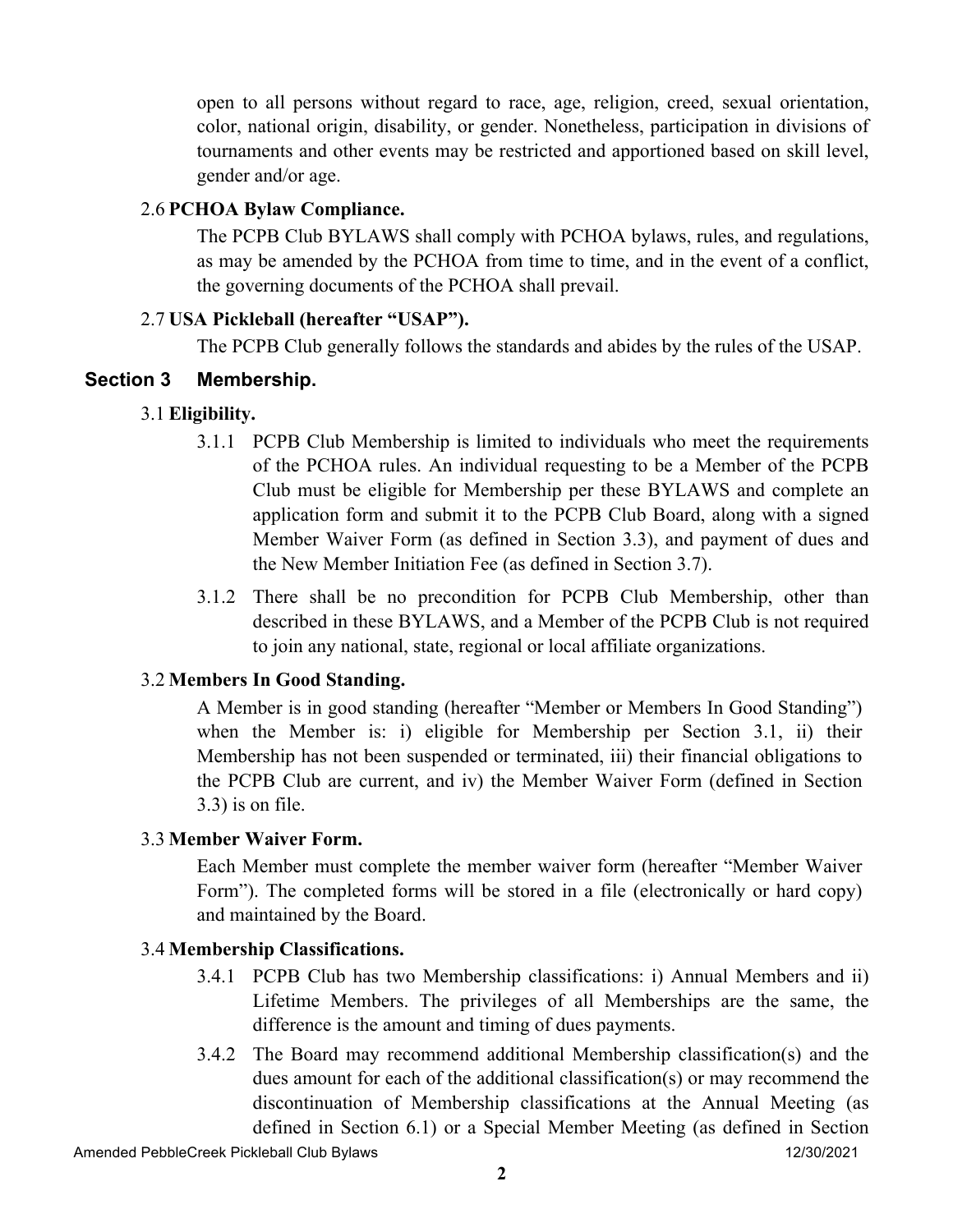open to all persons without regard to race, age, religion, creed, sexual orientation, color, national origin, disability, or gender. Nonetheless, participation in divisions of tournaments and other events may be restricted and apportioned based on skill level, gender and/or age.

2.6 **PCHOA Bylaw Compliance.**

The PCPB Club BYLAWS shall comply with PCHOA bylaws, rules, and regulations, as may be amended by the PCHOA from time to time, and in the event of a conflict, the governing documents of the PCHOA shall prevail.

2.7 **USA Pickleball (hereafter "USAP").**

The PCPB Club generally follows the standards and abides by the rules of the USAP.

## Section 3 Membership.

3.1 **Eligibility.**

3.1.1 PCPB Club Membership is limited to individuals who meet the requirements of the PCHOA rules. An individual requesting to be a Member of the PCPB Club must be eligible for Membership per these BYLAWS and complete an application form and submit it to the PCPB Club Board, along with a signed Member Waiver Form (as defined in Section 3.3), and payment of dues and the New Member Initiation Fee (as defined in Section 3.7).

3.1.2 There shall be no precondition for PCPB Club Membership, other than described in these BYLAWS, and a Member of the PCPB Club is not required to join any national, state, regional or local affiliate organizations.

3.2 **Members In Good Standing.**

A Member is in good standing (hereafter "Member or Members In Good Standing") when the Member is: i) eligible for Membership per Section 3.1, ii) their Membership has not been suspended or terminated, iii) their financial obligations to the PCPB Club are current, and iv) the Member Waiver Form (defined in Section 3.3) is on file.

3.3 **Member Waiver Form.**

Each Member must complete the member waiver form (hereafter "Member Waiver Form"). The completed forms will be stored in a file (electronically or hard copy) and maintained by the Board.

3.4 **Membership Classifications.**

3.4.1 PCPB Club has two Membership classifications: i) Annual Members and ii) Lifetime Members. The privileges of all Memberships are the same, the difference is the amount and timing of dues payments.

3.4.2 The Board may recommend additional Membership classification(s) and the dues amount for each of the additional classification(s) or may recommend the discontinuation of Membership classifications at the Annual Meeting (as defined in Section 6.1) or a Special Member Meeting (as defined in Section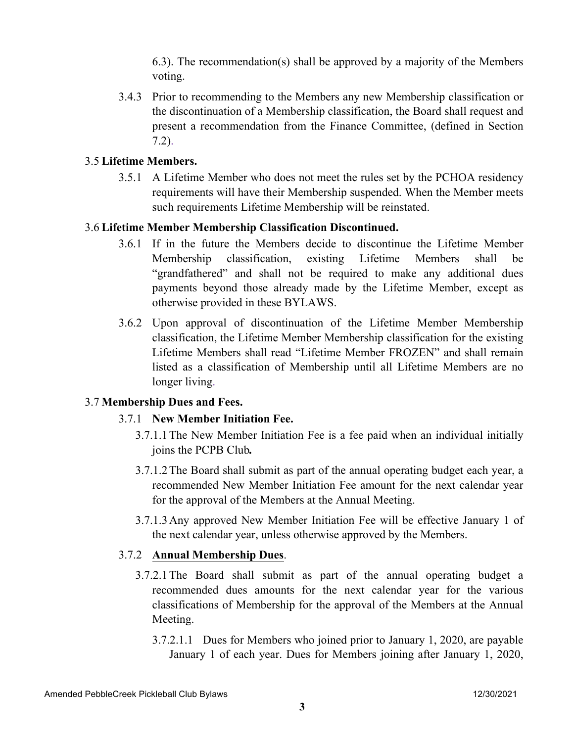6.3). The recommendation(s) shall be approved by a majority of the Members voting.

3.4.3 Prior to recommending to the Members any new Membership classification or the discontinuation of a Membership classification, the Board shall request and present a recommendation from the Finance Committee, (defined in Section 7.2).

### 3.5 Lifetime Members.

3.5.1 A Lifetime Member who does not meet the rules set by the PCHOA residency requirements will have their Membership suspended. When the Member meets such requirements Lifetime Membership will be reinstated.

### 3.6 Lifetime Member Membership Classification Discontinued.

3.6.1 If in the future the Members decide to discontinue the Lifetime Member Membership classification, existing Lifetime Members shall be "grandfathered" and shall not be required to make any additional dues payments beyond those already made by the Lifetime Member, except as otherwise provided in these BYLAWS.

3.6.2 Upon approval of discontinuation of the Lifetime Member Membership classification, the Lifetime Member Membership classification for the existing Lifetime Members shall read "Lifetime Member FROZEN" and shall remain listed as a classification of Membership until all Lifetime Members are no longer living.

### 3.7 Membership Dues and Fees.

#### 3.7.1 New Member Initiation Fee.

3.7.1.1 The New Member Initiation Fee is a fee paid when an individual initially joins the PCPB Club***.***

3.7.1.2 The Board shall submit as part of the annual operating budget each year, a recommended New Member Initiation Fee amount for the next calendar year for the approval of the Members at the Annual Meeting.

3.7.1.3 Any approved New Member Initiation Fee will be effective January 1 of the next calendar year, unless otherwise approved by the Members.

#### 3.7.2 <u>Annual Membership Dues</u>.

3.7.2.1 The Board shall submit as part of the annual operating budget a recommended dues amounts for the next calendar year for the various classifications of Membership for the approval of the Members at the Annual Meeting.

3.7.2.1.1 Dues for Members who joined prior to January 1, 2020, are payable January 1 of each year. Dues for Members joining after January 1, 2020,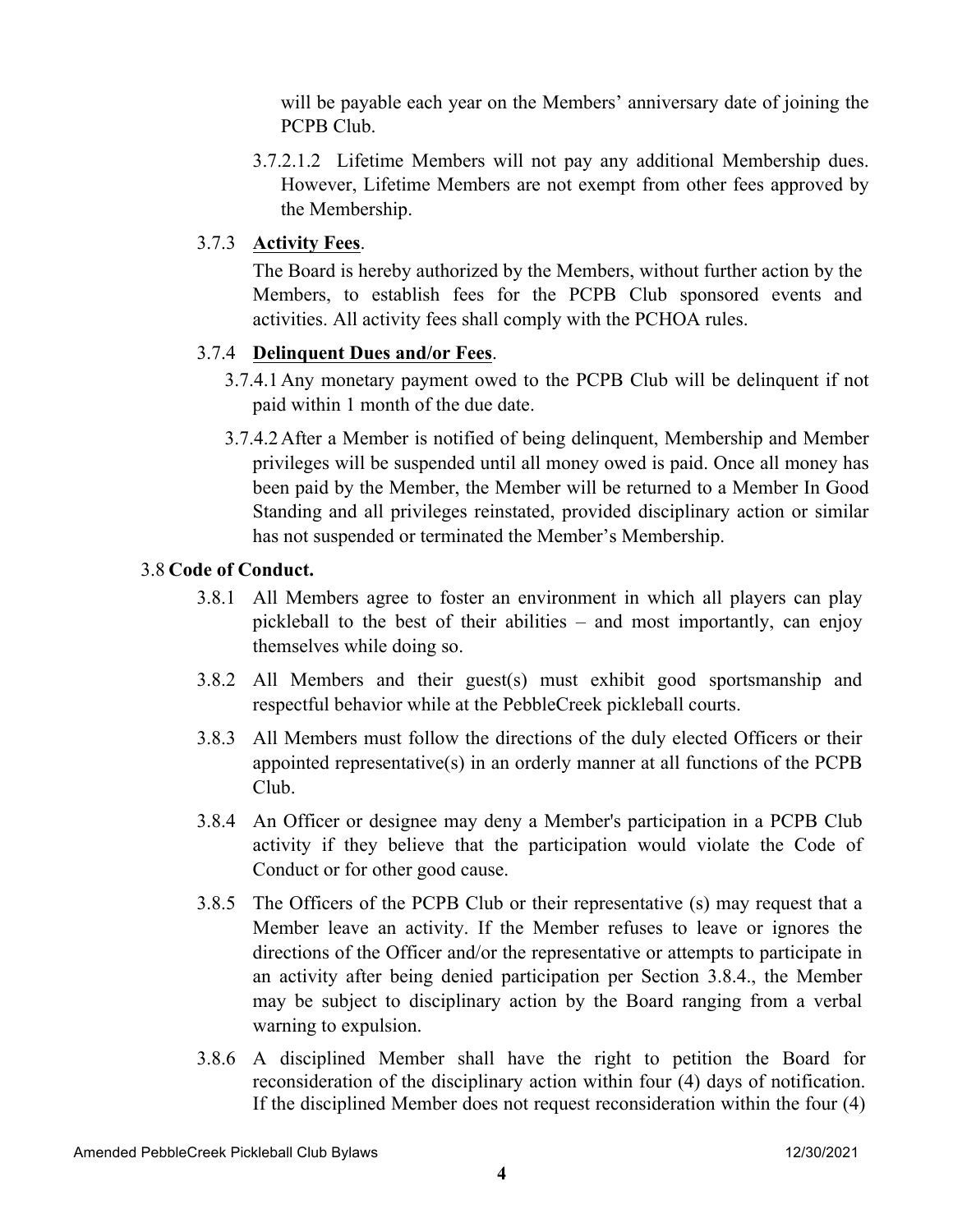will be payable each year on the Members' anniversary date of joining the PCPB Club.

3.7.2.1.2 Lifetime Members will not pay any additional Membership dues. However, Lifetime Members are not exempt from other fees approved by the Membership.

3.7.3 **Activity Fees**.

The Board is hereby authorized by the Members, without further action by the Members, to establish fees for the PCPB Club sponsored events and activities. All activity fees shall comply with the PCHOA rules.

3.7.4 **Delinquent Dues and/or Fees**.

3.7.4.1 Any monetary payment owed to the PCPB Club will be delinquent if not paid within 1 month of the due date.

3.7.4.2 After a Member is notified of being delinquent, Membership and Member privileges will be suspended until all money owed is paid. Once all money has been paid by the Member, the Member will be returned to a Member In Good Standing and all privileges reinstated, provided disciplinary action or similar has not suspended or terminated the Member's Membership.

3.8 **Code of Conduct.**

3.8.1 All Members agree to foster an environment in which all players can play pickleball to the best of their abilities – and most importantly, can enjoy themselves while doing so.

3.8.2 All Members and their guest(s) must exhibit good sportsmanship and respectful behavior while at the PebbleCreek pickleball courts.

3.8.3 All Members must follow the directions of the duly elected Officers or their appointed representative(s) in an orderly manner at all functions of the PCPB Club.

3.8.4 An Officer or designee may deny a Member's participation in a PCPB Club activity if they believe that the participation would violate the Code of Conduct or for other good cause.

3.8.5 The Officers of the PCPB Club or their representative (s) may request that a Member leave an activity. If the Member refuses to leave or ignores the directions of the Officer and/or the representative or attempts to participate in an activity after being denied participation per Section 3.8.4., the Member may be subject to disciplinary action by the Board ranging from a verbal warning to expulsion.

3.8.6 A disciplined Member shall have the right to petition the Board for reconsideration of the disciplinary action within four (4) days of notification. If the disciplined Member does not request reconsideration within the four (4)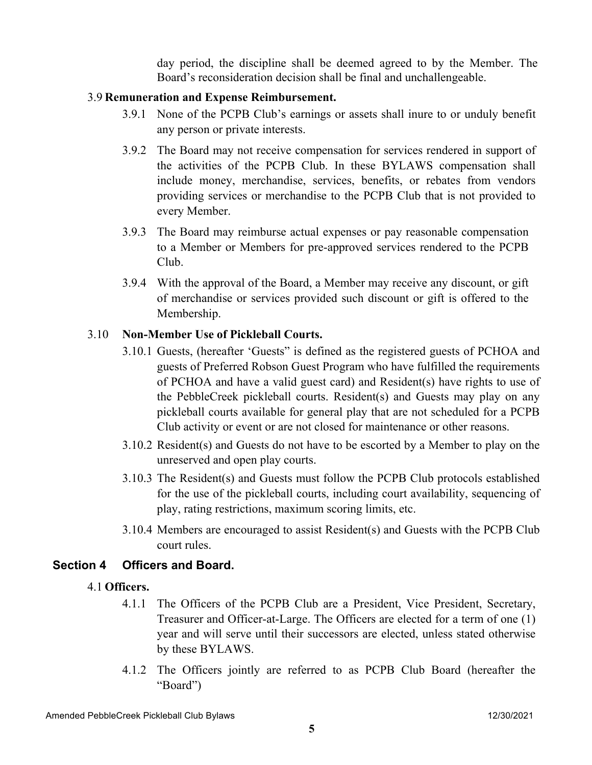day period, the discipline shall be deemed agreed to by the Member. The Board's reconsideration decision shall be final and unchallengeable.

3.9 **Remuneration and Expense Reimbursement.**

3.9.1 None of the PCPB Club's earnings or assets shall inure to or unduly benefit any person or private interests.

3.9.2 The Board may not receive compensation for services rendered in support of the activities of the PCPB Club. In these BYLAWS compensation shall include money, merchandise, services, benefits, or rebates from vendors providing services or merchandise to the PCPB Club that is not provided to every Member.

3.9.3 The Board may reimburse actual expenses or pay reasonable compensation to a Member or Members for pre-approved services rendered to the PCPB Club.

3.9.4 With the approval of the Board, a Member may receive any discount, or gift of merchandise or services provided such discount or gift is offered to the Membership.

3.10 **Non-Member Use of Pickleball Courts.**

3.10.1 Guests, (hereafter 'Guests" is defined as the registered guests of PCHOA and guests of Preferred Robson Guest Program who have fulfilled the requirements of PCHOA and have a valid guest card) and Resident(s) have rights to use of the PebbleCreek pickleball courts. Resident(s) and Guests may play on any pickleball courts available for general play that are not scheduled for a PCPB Club activity or event or are not closed for maintenance or other reasons.

3.10.2 Resident(s) and Guests do not have to be escorted by a Member to play on the unreserved and open play courts.

3.10.3 The Resident(s) and Guests must follow the PCPB Club protocols established for the use of the pickleball courts, including court availability, sequencing of play, rating restrictions, maximum scoring limits, etc.

3.10.4 Members are encouraged to assist Resident(s) and Guests with the PCPB Club court rules.

## Section 4 Officers and Board.

4.1 **Officers.**

4.1.1 The Officers of the PCPB Club are a President, Vice President, Secretary, Treasurer and Officer-at-Large. The Officers are elected for a term of one (1) year and will serve until their successors are elected, unless stated otherwise by these BYLAWS.

4.1.2 The Officers jointly are referred to as PCPB Club Board (hereafter the "Board")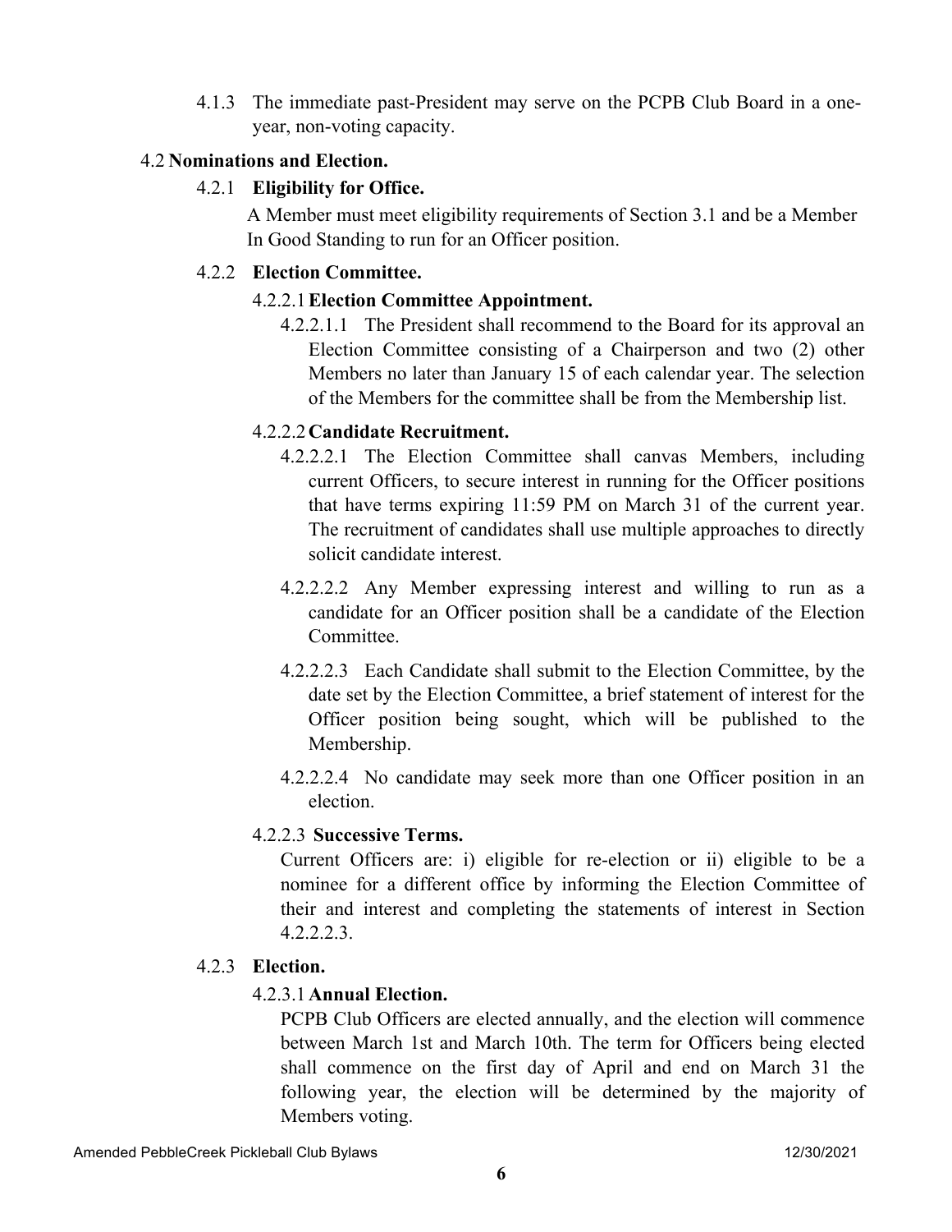4.1.3 The immediate past-President may serve on the PCPB Club Board in a one-year, non-voting capacity.

4.2 **Nominations and Election.**

4.2.1 **Eligibility for Office.**

A Member must meet eligibility requirements of Section 3.1 and be a Member In Good Standing to run for an Officer position.

4.2.2 **Election Committee.**

4.2.2.1 **Election Committee Appointment.**

4.2.2.1.1 The President shall recommend to the Board for its approval an Election Committee consisting of a Chairperson and two (2) other Members no later than January 15 of each calendar year. The selection of the Members for the committee shall be from the Membership list.

4.2.2.2 **Candidate Recruitment.**

4.2.2.2.1 The Election Committee shall canvas Members, including current Officers, to secure interest in running for the Officer positions that have terms expiring 11:59 PM on March 31 of the current year. The recruitment of candidates shall use multiple approaches to directly solicit candidate interest.

4.2.2.2.2 Any Member expressing interest and willing to run as a candidate for an Officer position shall be a candidate of the Election Committee.

4.2.2.2.3 Each Candidate shall submit to the Election Committee, by the date set by the Election Committee, a brief statement of interest for the Officer position being sought, which will be published to the Membership.

4.2.2.2.4 No candidate may seek more than one Officer position in an election.

4.2.2.3 **Successive Terms.**

Current Officers are: i) eligible for re-election or ii) eligible to be a nominee for a different office by informing the Election Committee of their and interest and completing the statements of interest in Section 4.2.2.2.3.

4.2.3 **Election.**

4.2.3.1 **Annual Election.**

PCPB Club Officers are elected annually, and the election will commence between March 1st and March 10th. The term for Officers being elected shall commence on the first day of April and end on March 31 the following year, the election will be determined by the majority of Members voting.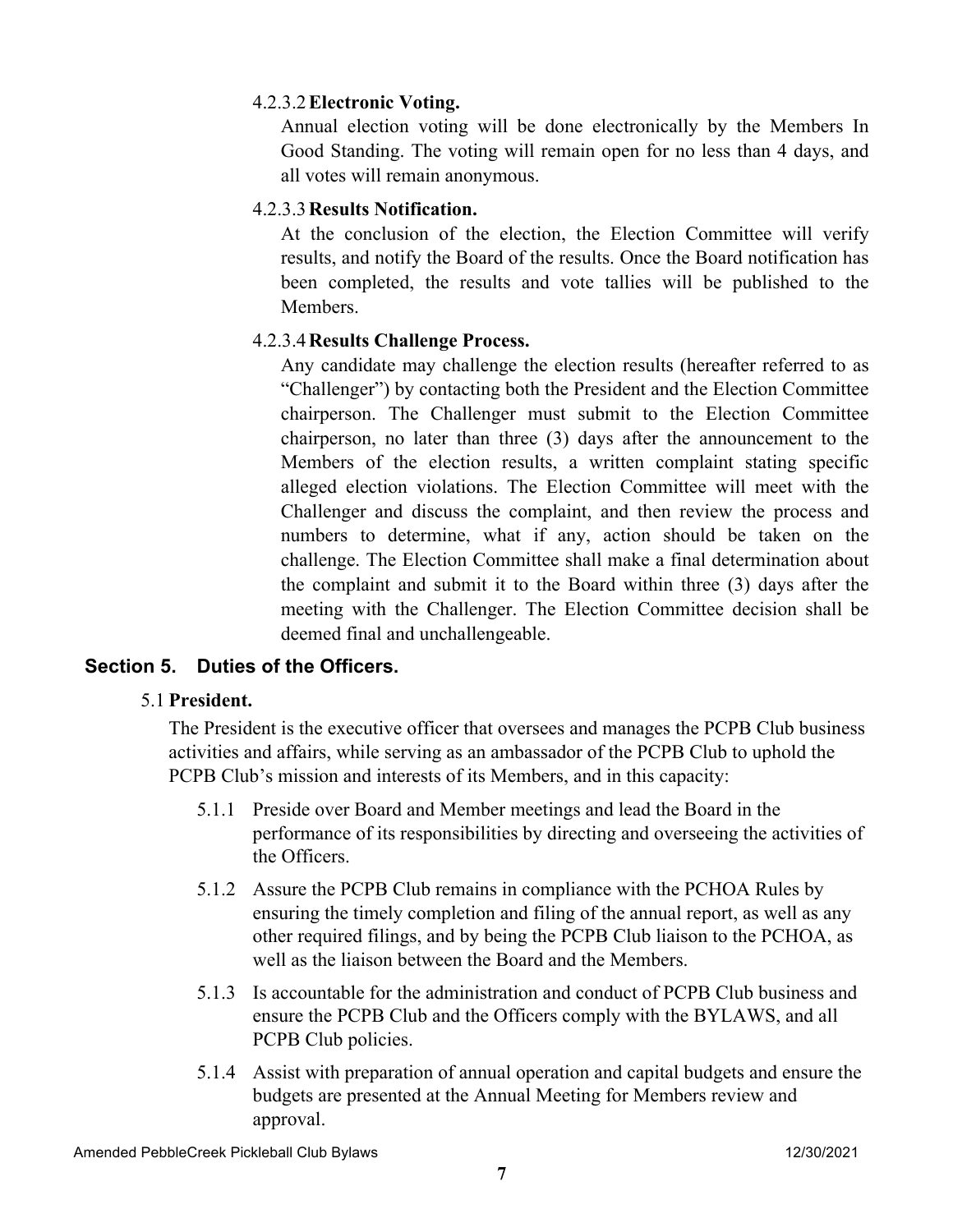#### 4.2.3.2 Electronic Voting.

Annual election voting will be done electronically by the Members In Good Standing. The voting will remain open for no less than 4 days, and all votes will remain anonymous.

#### 4.2.3.3 Results Notification.

At the conclusion of the election, the Election Committee will verify results, and notify the Board of the results. Once the Board notification has been completed, the results and vote tallies will be published to the Members.

#### 4.2.3.4 Results Challenge Process.

Any candidate may challenge the election results (hereafter referred to as "Challenger") by contacting both the President and the Election Committee chairperson. The Challenger must submit to the Election Committee chairperson, no later than three (3) days after the announcement to the Members of the election results, a written complaint stating specific alleged election violations. The Election Committee will meet with the Challenger and discuss the complaint, and then review the process and numbers to determine, what if any, action should be taken on the challenge. The Election Committee shall make a final determination about the complaint and submit it to the Board within three (3) days after the meeting with the Challenger. The Election Committee decision shall be deemed final and unchallengeable.

## Section 5. Duties of the Officers.

### 5.1 President.

The President is the executive officer that oversees and manages the PCPB Club business activities and affairs, while serving as an ambassador of the PCPB Club to uphold the PCPB Club's mission and interests of its Members, and in this capacity:

- 5.1.1 Preside over Board and Member meetings and lead the Board in the performance of its responsibilities by directing and overseeing the activities of the Officers.
- 5.1.2 Assure the PCPB Club remains in compliance with the PCHOA Rules by ensuring the timely completion and filing of the annual report, as well as any other required filings, and by being the PCPB Club liaison to the PCHOA, as well as the liaison between the Board and the Members.
- 5.1.3 Is accountable for the administration and conduct of PCPB Club business and ensure the PCPB Club and the Officers comply with the BYLAWS, and all PCPB Club policies.
- 5.1.4 Assist with preparation of annual operation and capital budgets and ensure the budgets are presented at the Annual Meeting for Members review and approval.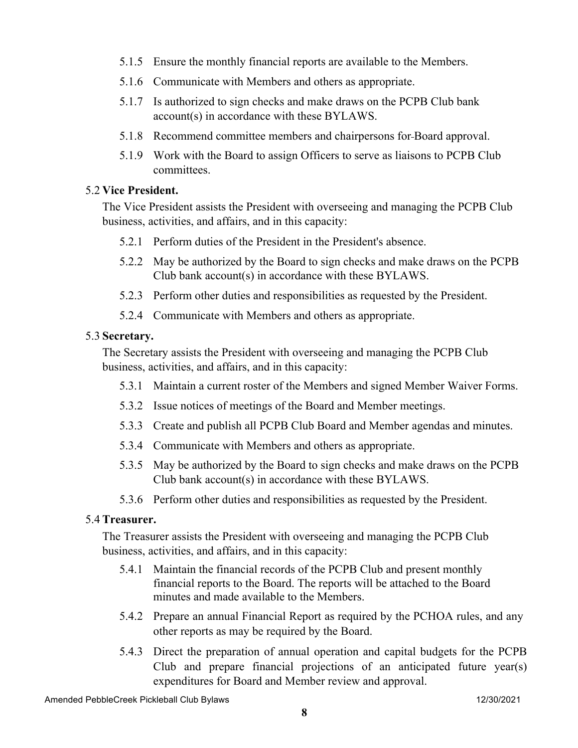5.1.5 Ensure the monthly financial reports are available to the Members.

5.1.6 Communicate with Members and others as appropriate.

5.1.7 Is authorized to sign checks and make draws on the PCPB Club bank account(s) in accordance with these BYLAWS.

5.1.8 Recommend committee members and chairpersons for Board approval.

5.1.9 Work with the Board to assign Officers to serve as liaisons to PCPB Club committees.

5.2 **Vice President.**

The Vice President assists the President with overseeing and managing the PCPB Club business, activities, and affairs, and in this capacity:

5.2.1 Perform duties of the President in the President's absence.

5.2.2 May be authorized by the Board to sign checks and make draws on the PCPB Club bank account(s) in accordance with these BYLAWS.

5.2.3 Perform other duties and responsibilities as requested by the President.

5.2.4 Communicate with Members and others as appropriate.

5.3 **Secretary.**

The Secretary assists the President with overseeing and managing the PCPB Club business, activities, and affairs, and in this capacity:

5.3.1 Maintain a current roster of the Members and signed Member Waiver Forms.

5.3.2 Issue notices of meetings of the Board and Member meetings.

5.3.3 Create and publish all PCPB Club Board and Member agendas and minutes.

5.3.4 Communicate with Members and others as appropriate.

5.3.5 May be authorized by the Board to sign checks and make draws on the PCPB Club bank account(s) in accordance with these BYLAWS.

5.3.6 Perform other duties and responsibilities as requested by the President.

5.4 **Treasurer.**

The Treasurer assists the President with overseeing and managing the PCPB Club business, activities, and affairs, and in this capacity:

5.4.1 Maintain the financial records of the PCPB Club and present monthly financial reports to the Board. The reports will be attached to the Board minutes and made available to the Members.

5.4.2 Prepare an annual Financial Report as required by the PCHOA rules, and any other reports as may be required by the Board.

5.4.3 Direct the preparation of annual operation and capital budgets for the PCPB Club and prepare financial projections of an anticipated future year(s) expenditures for Board and Member review and approval.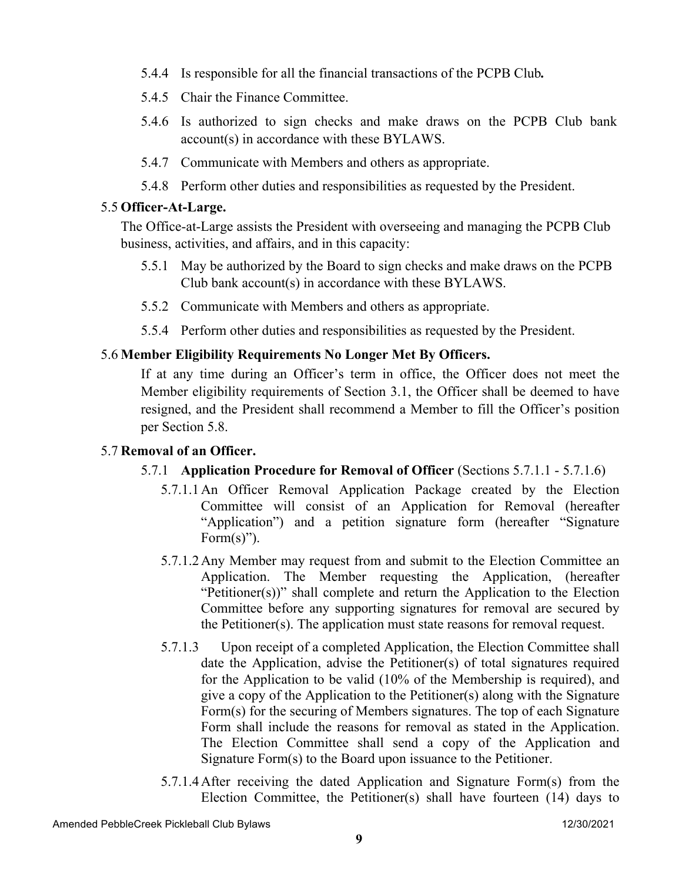5.4.4 Is responsible for all the financial transactions of the PCPB Club**.**

5.4.5 Chair the Finance Committee.

5.4.6 Is authorized to sign checks and make draws on the PCPB Club bank account(s) in accordance with these BYLAWS.

5.4.7 Communicate with Members and others as appropriate.

5.4.8 Perform other duties and responsibilities as requested by the President.

5.5 **Officer-At-Large.**

The Office-at-Large assists the President with overseeing and managing the PCPB Club business, activities, and affairs, and in this capacity:

5.5.1 May be authorized by the Board to sign checks and make draws on the PCPB Club bank account(s) in accordance with these BYLAWS.

5.5.2 Communicate with Members and others as appropriate.

5.5.4 Perform other duties and responsibilities as requested by the President.

5.6 **Member Eligibility Requirements No Longer Met By Officers.**

If at any time during an Officer's term in office, the Officer does not meet the Member eligibility requirements of Section 3.1, the Officer shall be deemed to have resigned, and the President shall recommend a Member to fill the Officer's position per Section 5.8.

5.7 **Removal of an Officer.**

5.7.1 **Application Procedure for Removal of Officer** (Sections 5.7.1.1 - 5.7.1.6)

5.7.1.1 An Officer Removal Application Package created by the Election Committee will consist of an Application for Removal (hereafter "Application") and a petition signature form (hereafter "Signature Form(s)").

5.7.1.2 Any Member may request from and submit to the Election Committee an Application. The Member requesting the Application, (hereafter "Petitioner(s))" shall complete and return the Application to the Election Committee before any supporting signatures for removal are secured by the Petitioner(s). The application must state reasons for removal request.

5.7.1.3 Upon receipt of a completed Application, the Election Committee shall date the Application, advise the Petitioner(s) of total signatures required for the Application to be valid (10% of the Membership is required), and give a copy of the Application to the Petitioner(s) along with the Signature Form(s) for the securing of Members signatures. The top of each Signature Form shall include the reasons for removal as stated in the Application. The Election Committee shall send a copy of the Application and Signature Form(s) to the Board upon issuance to the Petitioner.

5.7.1.4 After receiving the dated Application and Signature Form(s) from the Election Committee, the Petitioner(s) shall have fourteen (14) days to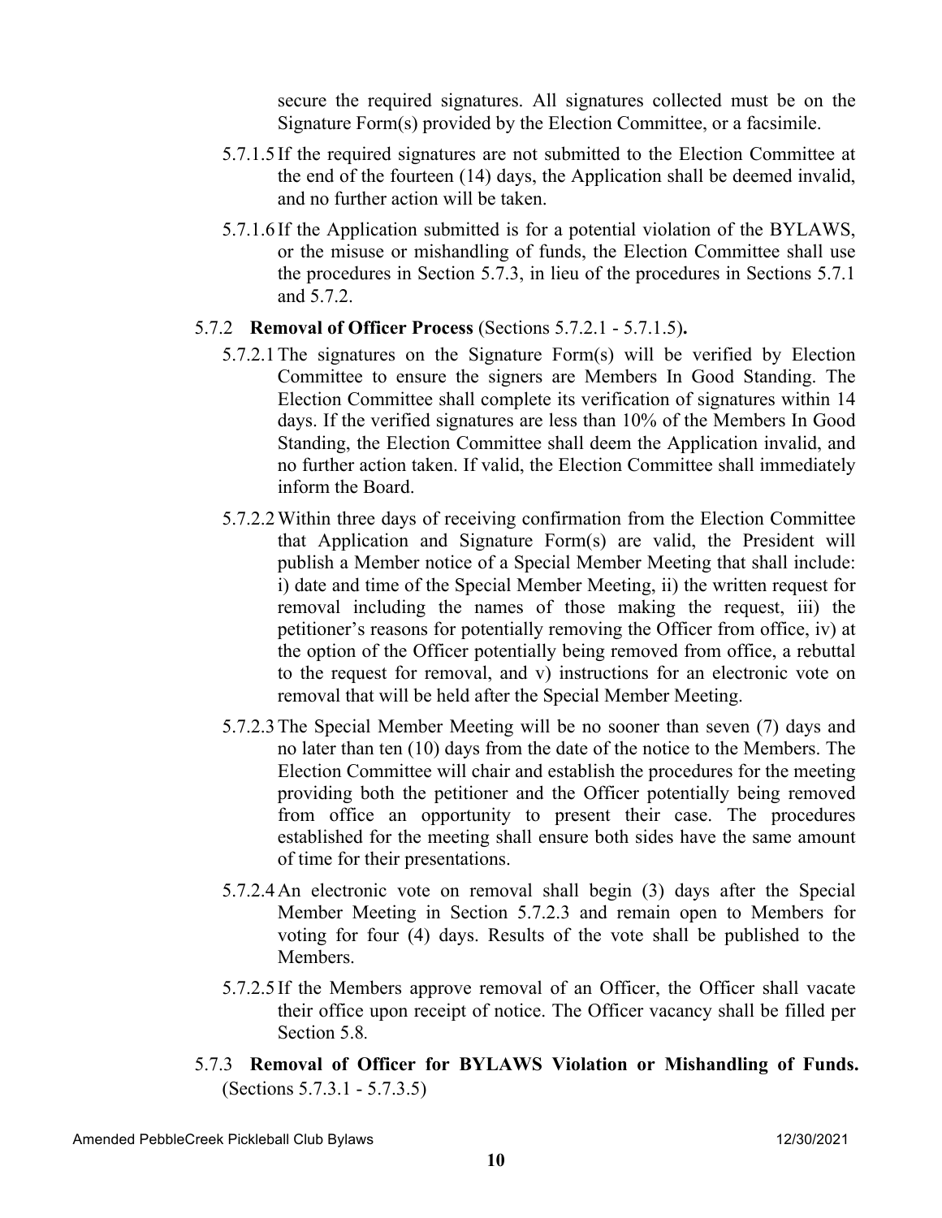secure the required signatures. All signatures collected must be on the Signature Form(s) provided by the Election Committee, or a facsimile.

5.7.1.5 If the required signatures are not submitted to the Election Committee at the end of the fourteen (14) days, the Application shall be deemed invalid, and no further action will be taken.

5.7.1.6 If the Application submitted is for a potential violation of the BYLAWS, or the misuse or mishandling of funds, the Election Committee shall use the procedures in Section 5.7.3, in lieu of the procedures in Sections 5.7.1 and 5.7.2.

5.7.2 **Removal of Officer Process** (Sections 5.7.2.1 - 5.7.1.5)**.**

5.7.2.1 The signatures on the Signature Form(s) will be verified by Election Committee to ensure the signers are Members In Good Standing. The Election Committee shall complete its verification of signatures within 14 days. If the verified signatures are less than 10% of the Members In Good Standing, the Election Committee shall deem the Application invalid, and no further action taken. If valid, the Election Committee shall immediately inform the Board.

5.7.2.2 Within three days of receiving confirmation from the Election Committee that Application and Signature Form(s) are valid, the President will publish a Member notice of a Special Member Meeting that shall include: i) date and time of the Special Member Meeting, ii) the written request for removal including the names of those making the request, iii) the petitioner's reasons for potentially removing the Officer from office, iv) at the option of the Officer potentially being removed from office, a rebuttal to the request for removal, and v) instructions for an electronic vote on removal that will be held after the Special Member Meeting.

5.7.2.3 The Special Member Meeting will be no sooner than seven (7) days and no later than ten (10) days from the date of the notice to the Members. The Election Committee will chair and establish the procedures for the meeting providing both the petitioner and the Officer potentially being removed from office an opportunity to present their case. The procedures established for the meeting shall ensure both sides have the same amount of time for their presentations.

5.7.2.4 An electronic vote on removal shall begin (3) days after the Special Member Meeting in Section 5.7.2.3 and remain open to Members for voting for four (4) days. Results of the vote shall be published to the Members.

5.7.2.5 If the Members approve removal of an Officer, the Officer shall vacate their office upon receipt of notice. The Officer vacancy shall be filled per Section 5.8.

5.7.3 **Removal of Officer for BYLAWS Violation or Mishandling of Funds.** (Sections 5.7.3.1 - 5.7.3.5)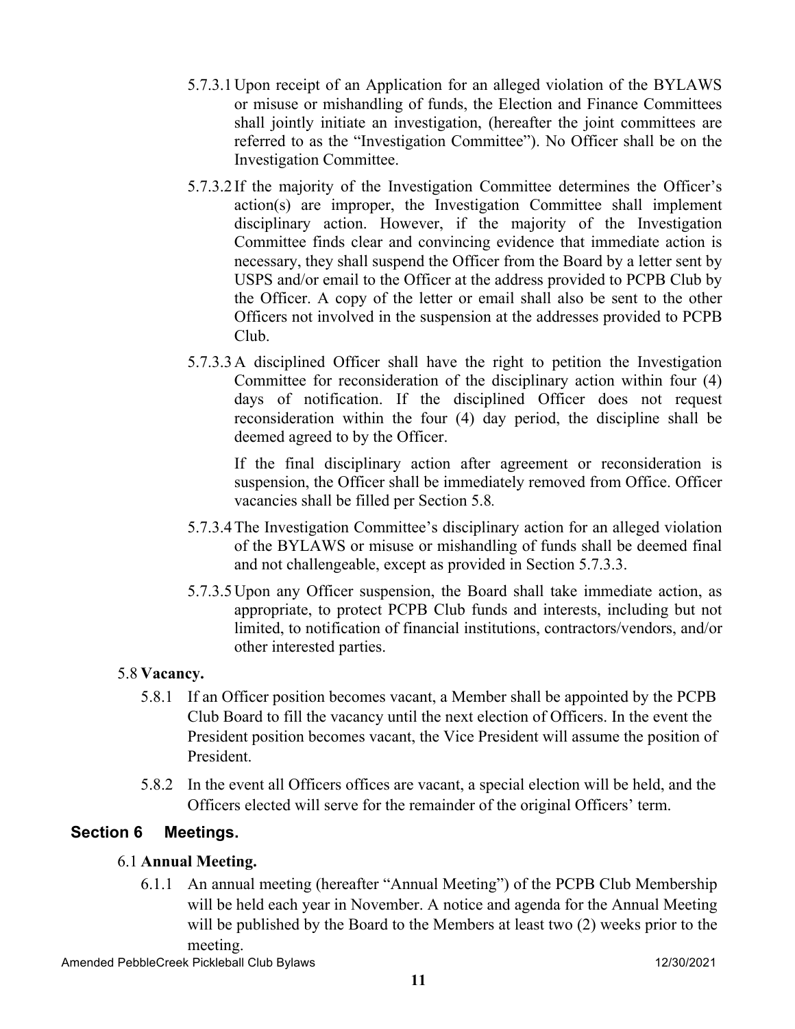5.7.3.1 Upon receipt of an Application for an alleged violation of the BYLAWS or misuse or mishandling of funds, the Election and Finance Committees shall jointly initiate an investigation, (hereafter the joint committees are referred to as the "Investigation Committee"). No Officer shall be on the Investigation Committee.

5.7.3.2 If the majority of the Investigation Committee determines the Officer's action(s) are improper, the Investigation Committee shall implement disciplinary action. However, if the majority of the Investigation Committee finds clear and convincing evidence that immediate action is necessary, they shall suspend the Officer from the Board by a letter sent by USPS and/or email to the Officer at the address provided to PCPB Club by the Officer. A copy of the letter or email shall also be sent to the other Officers not involved in the suspension at the addresses provided to PCPB Club.

5.7.3.3 A disciplined Officer shall have the right to petition the Investigation Committee for reconsideration of the disciplinary action within four (4) days of notification. If the disciplined Officer does not request reconsideration within the four (4) day period, the discipline shall be deemed agreed to by the Officer.

If the final disciplinary action after agreement or reconsideration is suspension, the Officer shall be immediately removed from Office. Officer vacancies shall be filled per Section 5.8.

5.7.3.4 The Investigation Committee's disciplinary action for an alleged violation of the BYLAWS or misuse or mishandling of funds shall be deemed final and not challengeable, except as provided in Section 5.7.3.3.

5.7.3.5 Upon any Officer suspension, the Board shall take immediate action, as appropriate, to protect PCPB Club funds and interests, including but not limited, to notification of financial institutions, contractors/vendors, and/or other interested parties.

5.8 **Vacancy.**

5.8.1 If an Officer position becomes vacant, a Member shall be appointed by the PCPB Club Board to fill the vacancy until the next election of Officers. In the event the President position becomes vacant, the Vice President will assume the position of President.

5.8.2 In the event all Officers offices are vacant, a special election will be held, and the Officers elected will serve for the remainder of the original Officers' term.

## Section 6 Meetings.

6.1 **Annual Meeting.**

6.1.1 An annual meeting (hereafter "Annual Meeting") of the PCPB Club Membership will be held each year in November. A notice and agenda for the Annual Meeting will be published by the Board to the Members at least two (2) weeks prior to the meeting.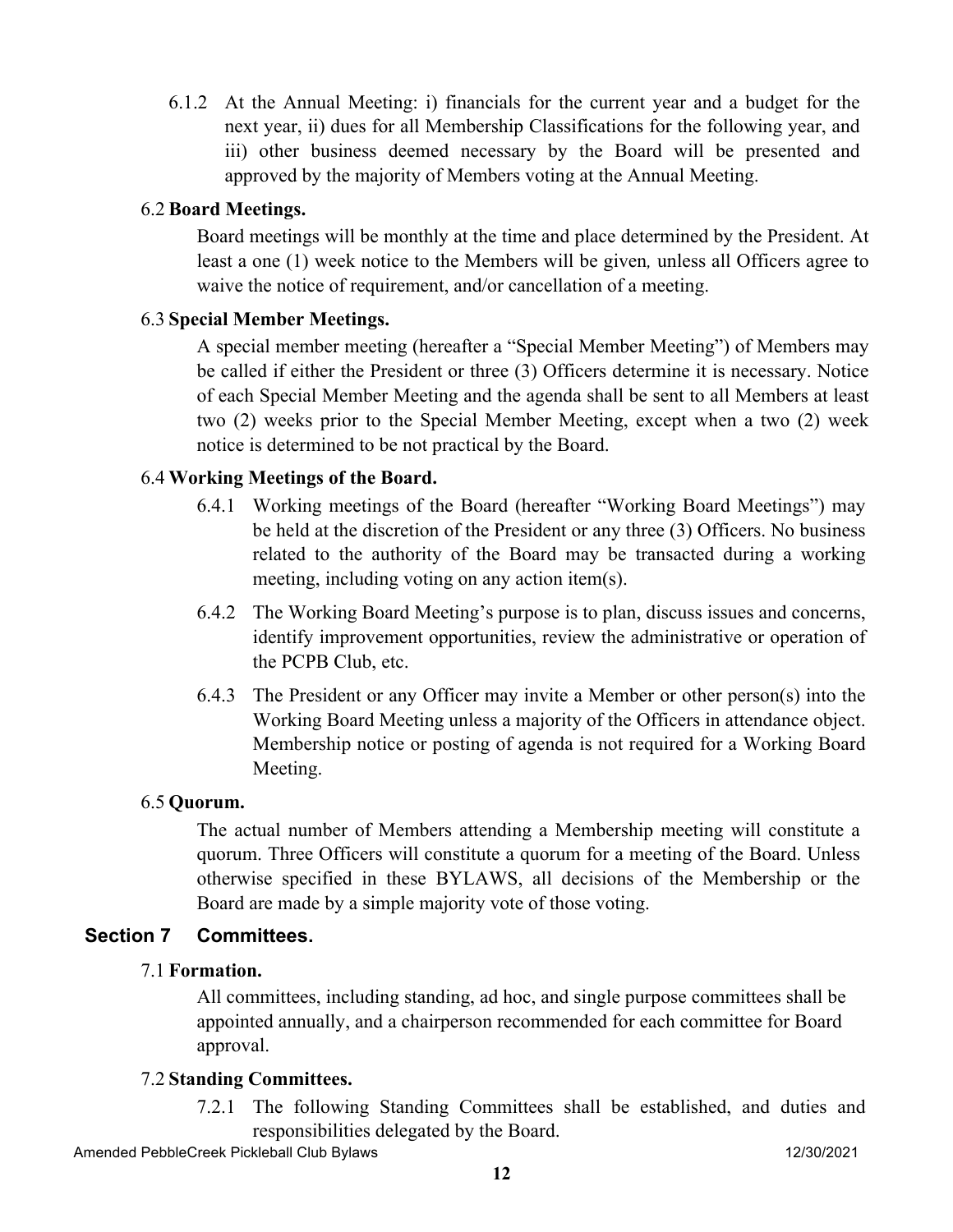6.1.2 At the Annual Meeting: i) financials for the current year and a budget for the next year, ii) dues for all Membership Classifications for the following year, and iii) other business deemed necessary by the Board will be presented and approved by the majority of Members voting at the Annual Meeting.

### 6.2 **Board Meetings.**

Board meetings will be monthly at the time and place determined by the President. At least a one (1) week notice to the Members will be given*,* unless all Officers agree to waive the notice of requirement, and/or cancellation of a meeting.

### 6.3 **Special Member Meetings.**

A special member meeting (hereafter a "Special Member Meeting") of Members may be called if either the President or three (3) Officers determine it is necessary. Notice of each Special Member Meeting and the agenda shall be sent to all Members at least two (2) weeks prior to the Special Member Meeting, except when a two (2) week notice is determined to be not practical by the Board.

### 6.4 **Working Meetings of the Board.**

6.4.1 Working meetings of the Board (hereafter "Working Board Meetings") may be held at the discretion of the President or any three (3) Officers. No business related to the authority of the Board may be transacted during a working meeting, including voting on any action item(s).

6.4.2 The Working Board Meeting's purpose is to plan, discuss issues and concerns, identify improvement opportunities, review the administrative or operation of the PCPB Club, etc.

6.4.3 The President or any Officer may invite a Member or other person(s) into the Working Board Meeting unless a majority of the Officers in attendance object. Membership notice or posting of agenda is not required for a Working Board Meeting.

### 6.5 **Quorum.**

The actual number of Members attending a Membership meeting will constitute a quorum. Three Officers will constitute a quorum for a meeting of the Board. Unless otherwise specified in these BYLAWS, all decisions of the Membership or the Board are made by a simple majority vote of those voting.

## Section 7 Committees.

### 7.1 **Formation.**

All committees, including standing, ad hoc, and single purpose committees shall be appointed annually, and a chairperson recommended for each committee for Board approval.

### 7.2 **Standing Committees.**

7.2.1 The following Standing Committees shall be established, and duties and responsibilities delegated by the Board.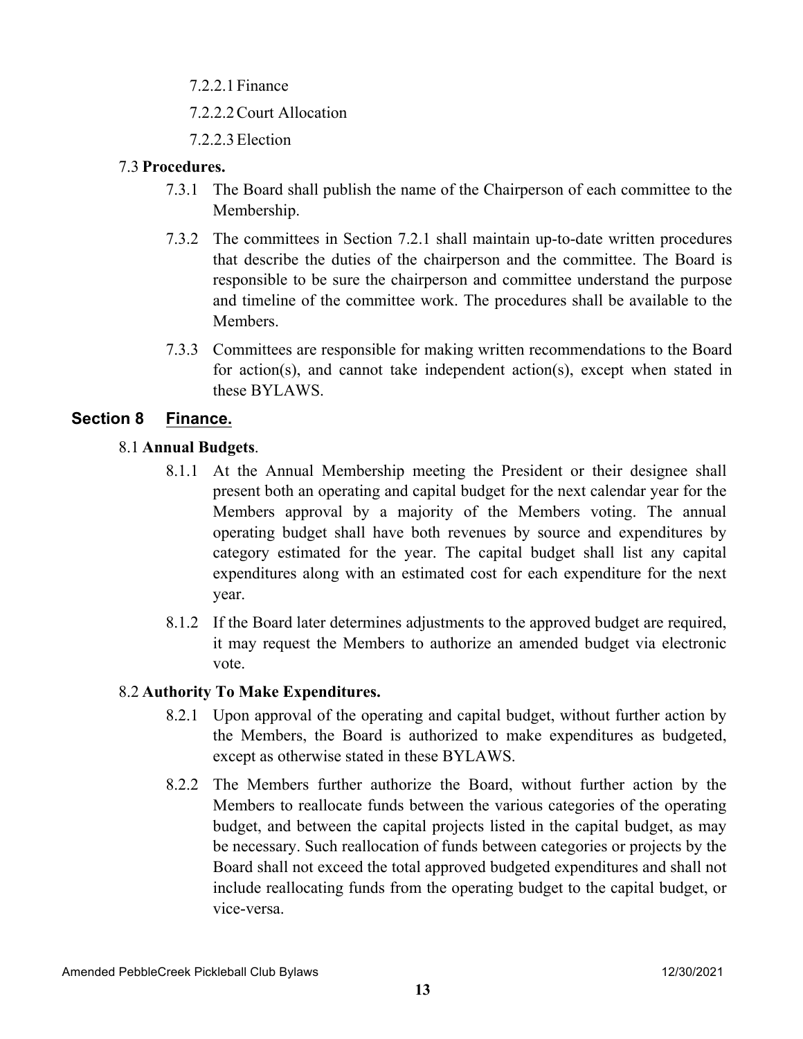7.2.2.1 Finance

7.2.2.2 Court Allocation

7.2.2.3 Election

7.3 **Procedures.**

7.3.1 The Board shall publish the name of the Chairperson of each committee to the Membership.

7.3.2 The committees in Section 7.2.1 shall maintain up-to-date written procedures that describe the duties of the chairperson and the committee. The Board is responsible to be sure the chairperson and committee understand the purpose and timeline of the committee work. The procedures shall be available to the Members.

7.3.3 Committees are responsible for making written recommendations to the Board for action(s), and cannot take independent action(s), except when stated in these BYLAWS.

## Section 8 Finance.

8.1 **Annual Budgets**.

8.1.1 At the Annual Membership meeting the President or their designee shall present both an operating and capital budget for the next calendar year for the Members approval by a majority of the Members voting. The annual operating budget shall have both revenues by source and expenditures by category estimated for the year. The capital budget shall list any capital expenditures along with an estimated cost for each expenditure for the next year.

8.1.2 If the Board later determines adjustments to the approved budget are required, it may request the Members to authorize an amended budget via electronic vote.

8.2 **Authority To Make Expenditures.**

8.2.1 Upon approval of the operating and capital budget, without further action by the Members, the Board is authorized to make expenditures as budgeted, except as otherwise stated in these BYLAWS.

8.2.2 The Members further authorize the Board, without further action by the Members to reallocate funds between the various categories of the operating budget, and between the capital projects listed in the capital budget, as may be necessary. Such reallocation of funds between categories or projects by the Board shall not exceed the total approved budgeted expenditures and shall not include reallocating funds from the operating budget to the capital budget, or vice-versa.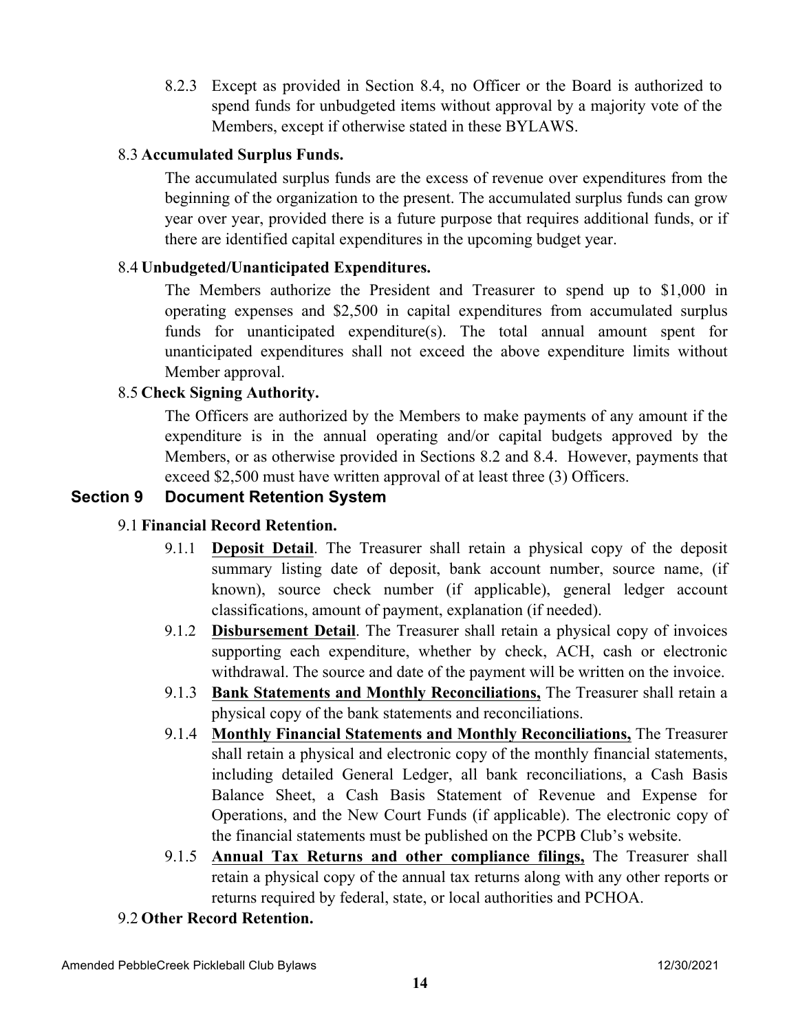8.2.3 Except as provided in Section 8.4, no Officer or the Board is authorized to spend funds for unbudgeted items without approval by a majority vote of the Members, except if otherwise stated in these BYLAWS.

8.3 **Accumulated Surplus Funds.**

The accumulated surplus funds are the excess of revenue over expenditures from the beginning of the organization to the present. The accumulated surplus funds can grow year over year, provided there is a future purpose that requires additional funds, or if there are identified capital expenditures in the upcoming budget year.

8.4 **Unbudgeted/Unanticipated Expenditures.**

The Members authorize the President and Treasurer to spend up to $1,000 in operating expenses and $2,500 in capital expenditures from accumulated surplus funds for unanticipated expenditure(s). The total annual amount spent for unanticipated expenditures shall not exceed the above expenditure limits without Member approval.

8.5 **Check Signing Authority.**

The Officers are authorized by the Members to make payments of any amount if the expenditure is in the annual operating and/or capital budgets approved by the Members, or as otherwise provided in Sections 8.2 and 8.4. However, payments that exceed $2,500 must have written approval of at least three (3) Officers.

## Section 9 Document Retention System

9.1 **Financial Record Retention.**

9.1.1 **<u>Deposit Detail</u>**. The Treasurer shall retain a physical copy of the deposit summary listing date of deposit, bank account number, source name, (if known), source check number (if applicable), general ledger account classifications, amount of payment, explanation (if needed).

9.1.2 **<u>Disbursement Detail</u>**. The Treasurer shall retain a physical copy of invoices supporting each expenditure, whether by check, ACH, cash or electronic withdrawal. The source and date of the payment will be written on the invoice.

9.1.3 **<u>Bank Statements and Monthly Reconciliations,</u>** The Treasurer shall retain a physical copy of the bank statements and reconciliations.

9.1.4 **<u>Monthly Financial Statements and Monthly Reconciliations,</u>** The Treasurer shall retain a physical and electronic copy of the monthly financial statements, including detailed General Ledger, all bank reconciliations, a Cash Basis Balance Sheet, a Cash Basis Statement of Revenue and Expense for Operations, and the New Court Funds (if applicable). The electronic copy of the financial statements must be published on the PCPB Club's website.

9.1.5 **<u>Annual Tax Returns and other compliance filings,</u>** The Treasurer shall retain a physical copy of the annual tax returns along with any other reports or returns required by federal, state, or local authorities and PCHOA.

9.2 **Other Record Retention.**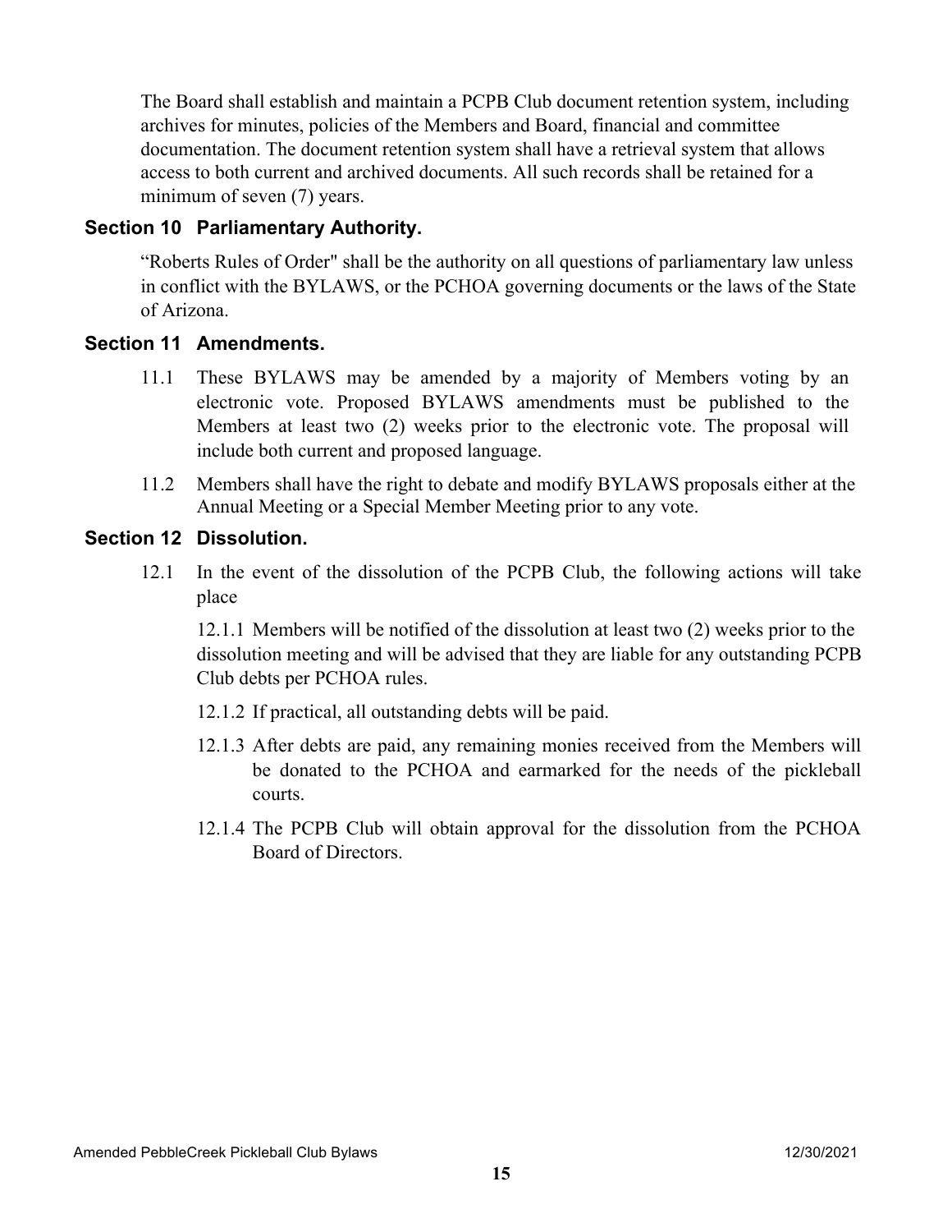The Board shall establish and maintain a PCPB Club document retention system, including archives for minutes, policies of the Members and Board, financial and committee documentation. The document retention system shall have a retrieval system that allows access to both current and archived documents. All such records shall be retained for a minimum of seven (7) years.

### Section 10 Parliamentary Authority.

"Roberts Rules of Order" shall be the authority on all questions of parliamentary law unless in conflict with the BYLAWS, or the PCHOA governing documents or the laws of the State of Arizona.

### Section 11 Amendments.

11.1 These BYLAWS may be amended by a majority of Members voting by an electronic vote. Proposed BYLAWS amendments must be published to the Members at least two (2) weeks prior to the electronic vote. The proposal will include both current and proposed language.

11.2 Members shall have the right to debate and modify BYLAWS proposals either at the Annual Meeting or a Special Member Meeting prior to any vote.

### Section 12 Dissolution.

12.1 In the event of the dissolution of the PCPB Club, the following actions will take place

12.1.1 Members will be notified of the dissolution at least two (2) weeks prior to the dissolution meeting and will be advised that they are liable for any outstanding PCPB Club debts per PCHOA rules.

12.1.2 If practical, all outstanding debts will be paid.

12.1.3 After debts are paid, any remaining monies received from the Members will be donated to the PCHOA and earmarked for the needs of the pickleball courts.

12.1.4 The PCPB Club will obtain approval for the dissolution from the PCHOA Board of Directors.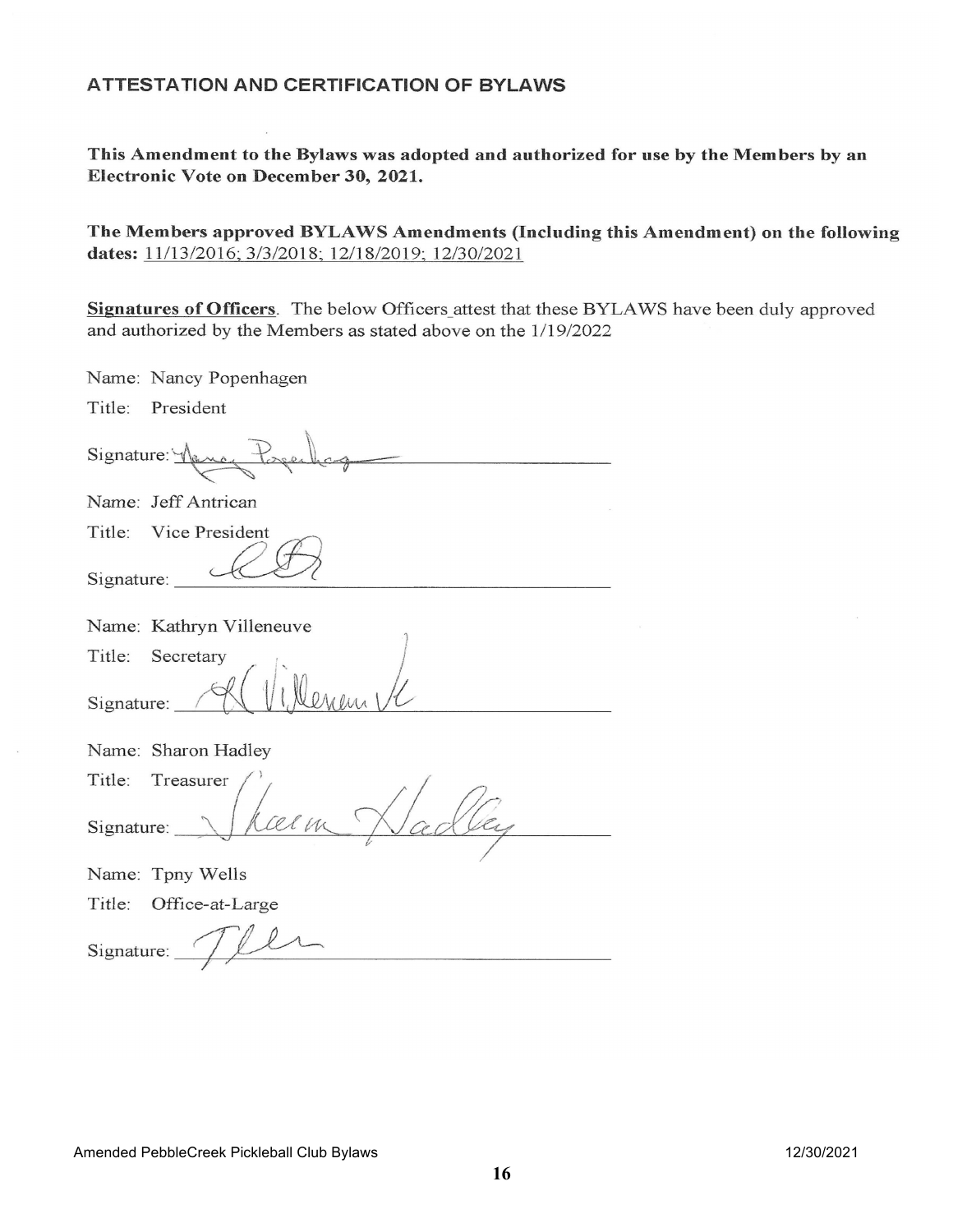## ATTESTATION AND CERTIFICATION OF BYLAWS

**This Amendment to the Bylaws was adopted and authorized for use by the Members by an Electronic Vote on December 30, 2021.**

**The Members approved BYLAWS Amendments (Including this Amendment) on the following dates:** 11/13/2016; 3/3/2018; 12/18/2019; 12/30/2021

**Signatures of Officers**. The below Officers attest that these BYLAWS have been duly approved and authorized by the Members as stated above on the 1/19/2022

Name: Nancy Popenhagen

Title: President

Signature: Nancy Popenhagen

Name: Jeff Antrican

Title: Vice President

Signature: ____________________

Name: Kathryn Villeneuve

Title: Secretary

Signature: K Villeneuve

Name: Sharon Hadley

Title: Treasurer

Signature: Sharon Hadley

Name: Tpny Wells

Title: Office-at-Large

Signature: ____________________